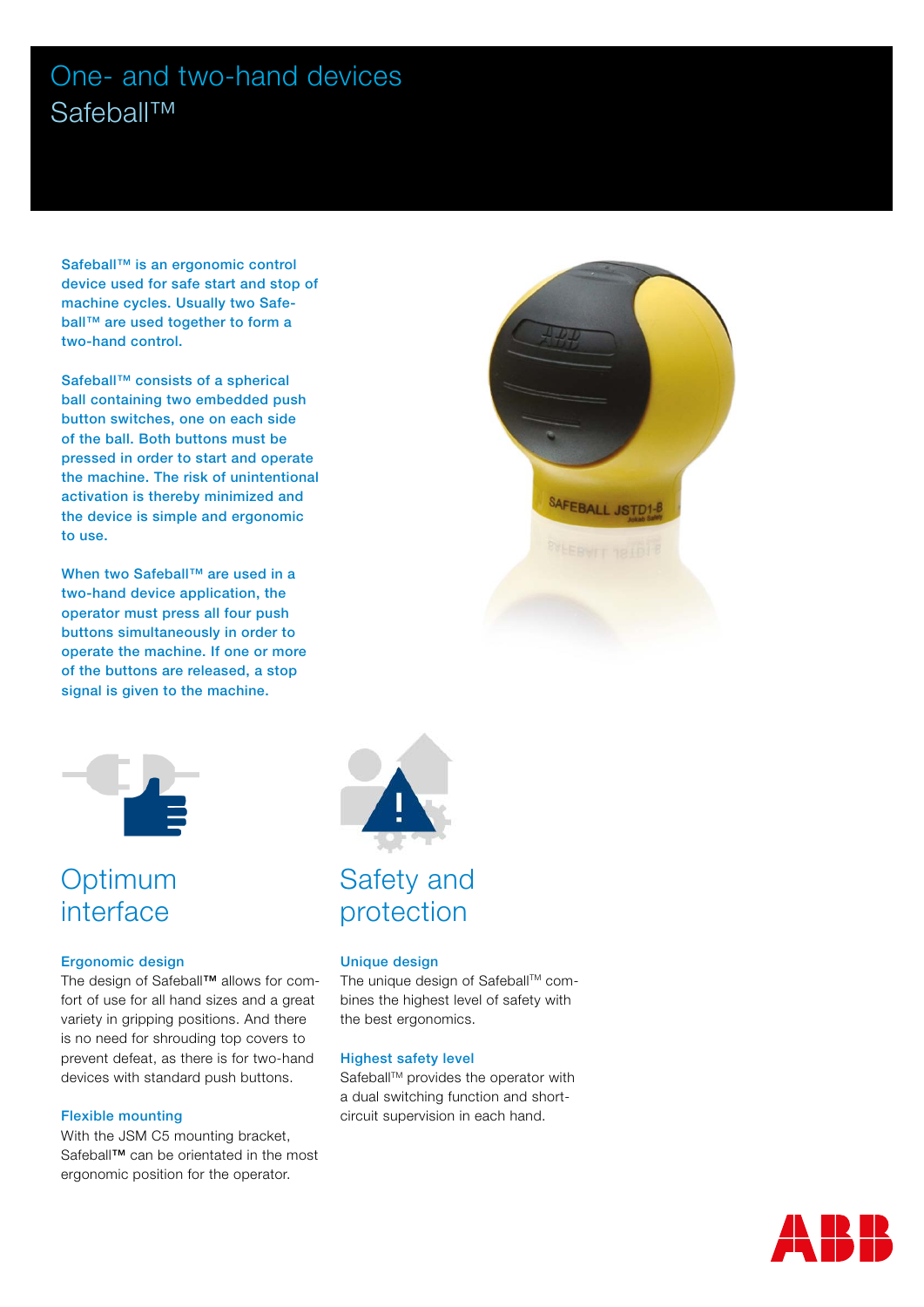# One- and two-hand devices
## Safeball™

Safeball™ is an ergonomic control device used for safe start and stop of machine cycles. Usually two Safeball™ are used together to form a two-hand control.

Safeball™ consists of a spherical ball containing two embedded push button switches, one on each side of the ball. Both buttons must be pressed in order to start and operate the machine. The risk of unintentional activation is thereby minimized and the device is simple and ergonomic to use.

When two Safeball™ are used in a two-hand device application, the operator must press all four push buttons simultaneously in order to operate the machine. If one or more of the buttons are released, a stop signal is given to the machine.

## Optimum interface

### Ergonomic design

The design of Safeball**™** allows for comfort of use for all hand sizes and a great variety in gripping positions. And there is no need for shrouding top covers to prevent defeat, as there is for two-hand devices with standard push buttons.

### Flexible mounting

With the JSM C5 mounting bracket, Safeball**™** can be orientated in the most ergonomic position for the operator.

## Safety and protection

### Unique design

The unique design of Safeball™ combines the highest level of safety with the best ergonomics.

### Highest safety level

Safeball™ provides the operator with a dual switching function and short-circuit supervision in each hand.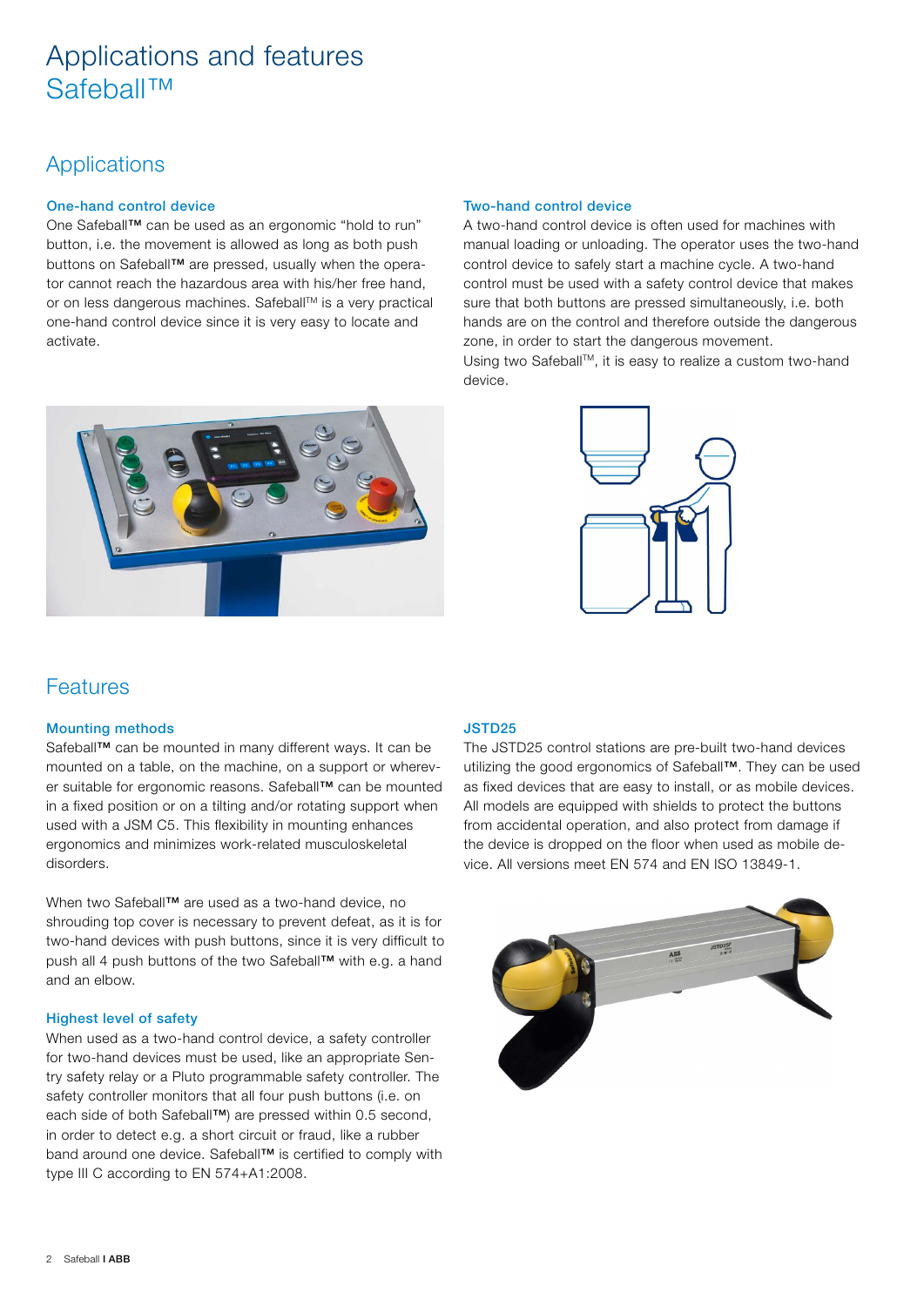# Applications and features Safeball™

## Applications

### One-hand control device

One Safeball™ can be used as an ergonomic "hold to run" button, i.e. the movement is allowed as long as both push buttons on Safeball™ are pressed, usually when the operator cannot reach the hazardous area with his/her free hand, or on less dangerous machines. Safeball™ is a very practical one-hand control device since it is very easy to locate and activate.

### Two-hand control device

A two-hand control device is often used for machines with manual loading or unloading. The operator uses the two-hand control device to safely start a machine cycle. A two-hand control must be used with a safety control device that makes sure that both buttons are pressed simultaneously, i.e. both hands are on the control and therefore outside the dangerous zone, in order to start the dangerous movement.
Using two Safeball™, it is easy to realize a custom two-hand device.

## Features

### Mounting methods

Safeball™ can be mounted in many different ways. It can be mounted on a table, on the machine, on a support or wherever suitable for ergonomic reasons. Safeball™ can be mounted in a fixed position or on a tilting and/or rotating support when used with a JSM C5. This flexibility in mounting enhances ergonomics and minimizes work-related musculoskeletal disorders.

When two Safeball™ are used as a two-hand device, no shrouding top cover is necessary to prevent defeat, as it is for two-hand devices with push buttons, since it is very difficult to push all 4 push buttons of the two Safeball™ with e.g. a hand and an elbow.

### Highest level of safety

When used as a two-hand control device, a safety controller for two-hand devices must be used, like an appropriate Sentry safety relay or a Pluto programmable safety controller. The safety controller monitors that all four push buttons (i.e. on each side of both Safeball™) are pressed within 0.5 second, in order to detect e.g. a short circuit or fraud, like a rubber band around one device. Safeball™ is certified to comply with type III C according to EN 574+A1:2008.

### JSTD25

The JSTD25 control stations are pre-built two-hand devices utilizing the good ergonomics of Safeball™. They can be used as fixed devices that are easy to install, or as mobile devices. All models are equipped with shields to protect the buttons from accidental operation, and also protect from damage if the device is dropped on the floor when used as mobile device. All versions meet EN 574 and EN ISO 13849-1.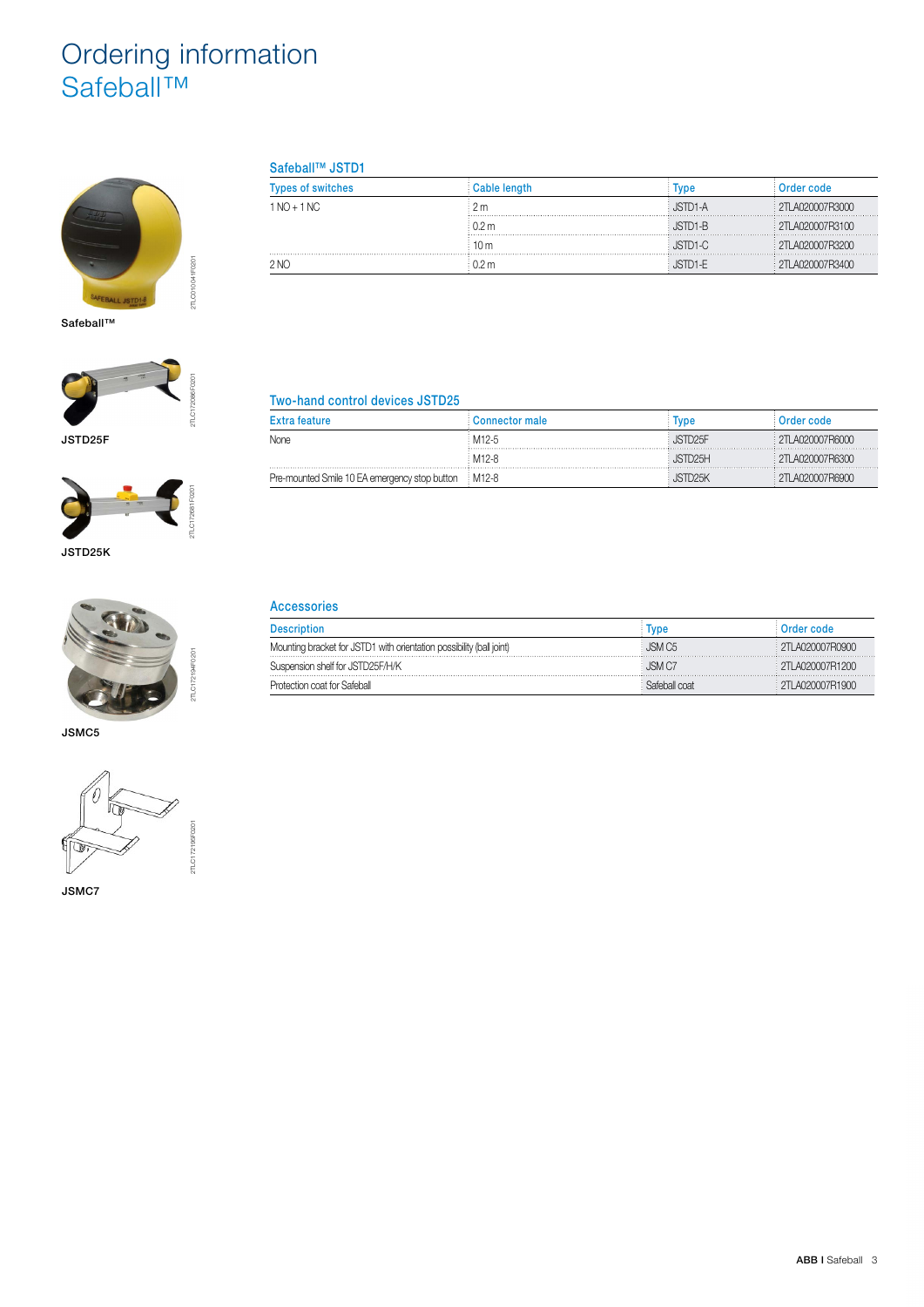# Ordering information
## Safeball™

Safeball™

JSTD25F

JSTD25K

JSMC5

JSMC7

### Safeball™ JSTD1

| Types of switches | Cable length | Type | Order code |
|---|---|---|---|
| 1 NO + 1 NC | 2 m | JSTD1-A | 2TLA020007R3000 |
| | 0.2 m | JSTD1-B | 2TLA020007R3100 |
| | 10 m | JSTD1-C | 2TLA020007R3200 |
| 2 NO | 0.2 m | JSTD1-E | 2TLA020007R3400 |

### Two-hand control devices JSTD25

| Extra feature | Connector male | Type | Order code |
|---|---|---|---|
| None | M12-5 | JSTD25F | 2TLA020007R6000 |
| | M12-8 | JSTD25H | 2TLA020007R6300 |
| Pre-mounted Smile 10 EA emergency stop button | M12-8 | JSTD25K | 2TLA020007R6900 |

### Accessories

| Description | Type | Order code |
|---|---|---|
| Mounting bracket for JSTD1 with orientation possibility (ball joint) | JSM C5 | 2TLA020007R0900 |
| Suspension shelf for JSTD25F/H/K | JSM C7 | 2TLA020007R1200 |
| Protection coat for Safeball | Safeball coat | 2TLA020007R1900 |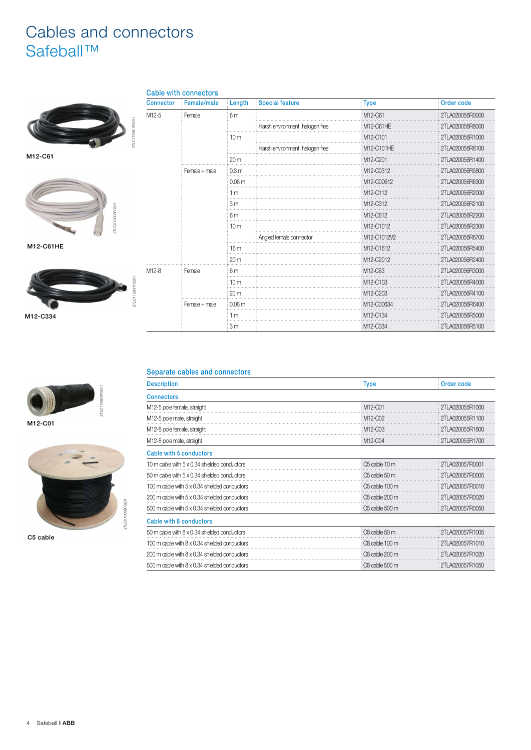# Cables and connectors
## Safeball™

M12-C61

M12-C61HE

M12-C334

### Cable with connectors

| Connector | Female/male | Length | Special feature | Type | Order code |
|---|---|---|---|---|---|
| M12-5 | Female | 6 m | | M12-C61 | 2TLA020056R0000 |
| | | | Harsh environment, halogen free | M12-C61HE | 2TLA020056R8000 |
| | | 10 m | | M12-C101 | 2TLA020056R1000 |
| | | | Harsh environment, halogen free | M12-C101HE | 2TLA020056R8100 |
| | | 20 m | | M12-C201 | 2TLA020056R1400 |
| | Female + male | 0.3 m | | M12-C0312 | 2TLA020056R5800 |
| | | 0.06 m | | M12-C00612 | 2TLA020056R6300 |
| | | 1 m | | M12-C112 | 2TLA020056R2000 |
| | | 3 m | | M12-C312 | 2TLA020056R2100 |
| | | 6 m | | M12-C612 | 2TLA020056R2200 |
| | | 10 m | | M12-C1012 | 2TLA020056R2300 |
| | | | Angled female connector | M12-C1012V2 | 2TLA020056R6700 |
| | | 16 m | | M12-C1612 | 2TLA020056R5400 |
| | | 20 m | | M12-C2012 | 2TLA020056R2400 |
| M12-8 | Female | 6 m | | M12-C63 | 2TLA020056R3000 |
| | | 10 m | | M12-C103 | 2TLA020056R4000 |
| | | 20 m | | M12-C203 | 2TLA020056R4100 |
| | Female + male | 0.06 m | | M12-C00634 | 2TLA020056R6400 |
| | | 1 m | | M12-C134 | 2TLA020056R5000 |
| | | 3 m | | M12-C334 | 2TLA020056R5100 |

M12-C01

C5 cable

### Separate cables and connectors

| Description | Type | Order code |
|---|---|---|
| **Connectors** | | |
| M12-5 pole female, straight | M12-C01 | 2TLA020055R1000 |
| M12-5 pole male, straight | M12-C02 | 2TLA020055R1100 |
| M12-8 pole female, straight | M12-C03 | 2TLA020055R1600 |
| M12-8 pole male, straight | M12-C04 | 2TLA020055R1700 |
| **Cable with 5 conductors** | | |
| 10 m cable with 5 x 0.34 shielded conductors | C5 cable 10 m | 2TLA020057R0001 |
| 50 m cable with 5 x 0.34 shielded conductors | C5 cable 50 m | 2TLA020057R0005 |
| 100 m cable with 5 x 0.34 shielded conductors | C5 cable 100 m | 2TLA020057R0010 |
| 200 m cable with 5 x 0.34 shielded conductors | C5 cable 200 m | 2TLA020057R0020 |
| 500 m cable with 5 x 0.34 shielded conductors | C5 cable 500 m | 2TLA020057R0050 |
| **Cable with 8 conductors** | | |
| 50 m cable with 8 x 0.34 shielded conductors | C8 cable 50 m | 2TLA020057R1005 |
| 100 m cable with 8 x 0.34 shielded conductors | C8 cable 100 m | 2TLA020057R1010 |
| 200 m cable with 8 x 0.34 shielded conductors | C8 cable 200 m | 2TLA020057R1020 |
| 500 m cable with 8 x 0.34 shielded conductors | C8 cable 500 m | 2TLA020057R1050 |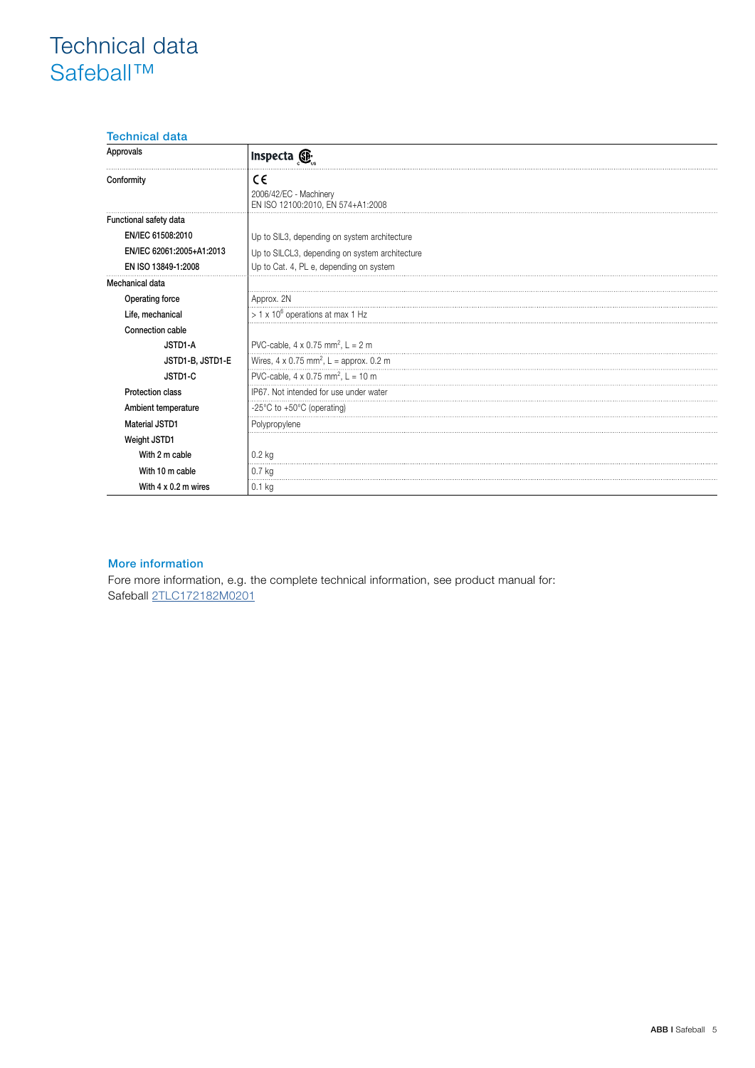# Technical data
## Safeball™

### Technical data

| | |
|---|---|
| Approvals | Inspecta |
| Conformity | CE<br>2006/42/EC - Machinery<br>EN ISO 12100:2010, EN 574+A1:2008 |
| Functional safety data | |
| EN/IEC 61508:2010 | Up to SIL3, depending on system architecture |
| EN/IEC 62061:2005+A1:2013 | Up to SILCL3, depending on system architecture |
| EN ISO 13849-1:2008 | Up to Cat. 4, PL e, depending on system |
| Mechanical data | |
| Operating force | Approx. 2N |
| Life, mechanical | > 1 x $10^6$ operations at max 1 Hz |
| Connection cable | |
| JSTD1-A | PVC-cable, 4 x 0.75 $mm^2$, L = 2 m |
| JSTD1-B, JSTD1-E | Wires, 4 x 0.75 $mm^2$, L = approx. 0.2 m |
| JSTD1-C | PVC-cable, 4 x 0.75 $mm^2$, L = 10 m |
| Protection class | IP67. Not intended for use under water |
| Ambient temperature | -25°C to +50°C (operating) |
| Material JSTD1 | Polypropylene |
| Weight JSTD1 | |
| With 2 m cable | 0.2 kg |
| With 10 m cable | 0.7 kg |
| With 4 x 0.2 m wires | 0.1 kg |

### More information

Fore more information, e.g. the complete technical information, see product manual for:
Safeball 2TLC172182M0201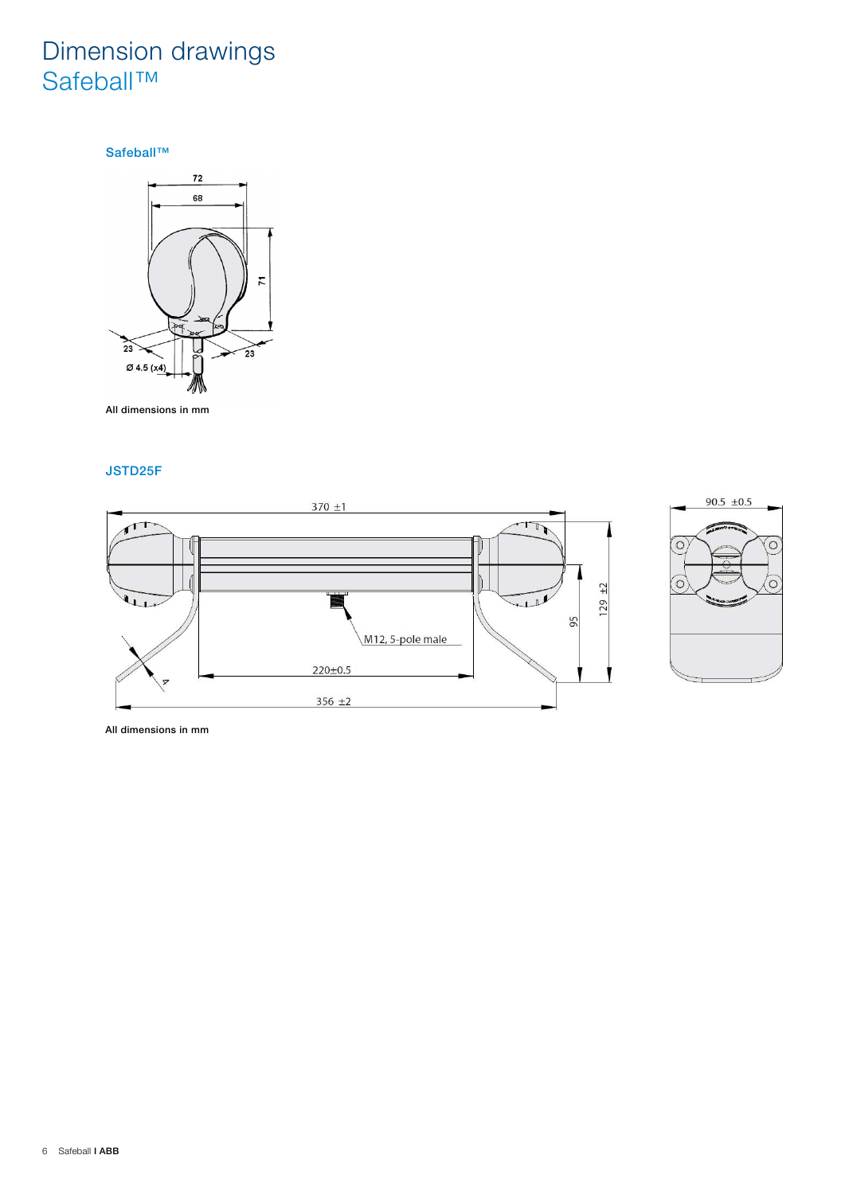# Dimension drawings
## Safeball™

### Safeball™

All dimensions in mm

### JSTD25F

All dimensions in mm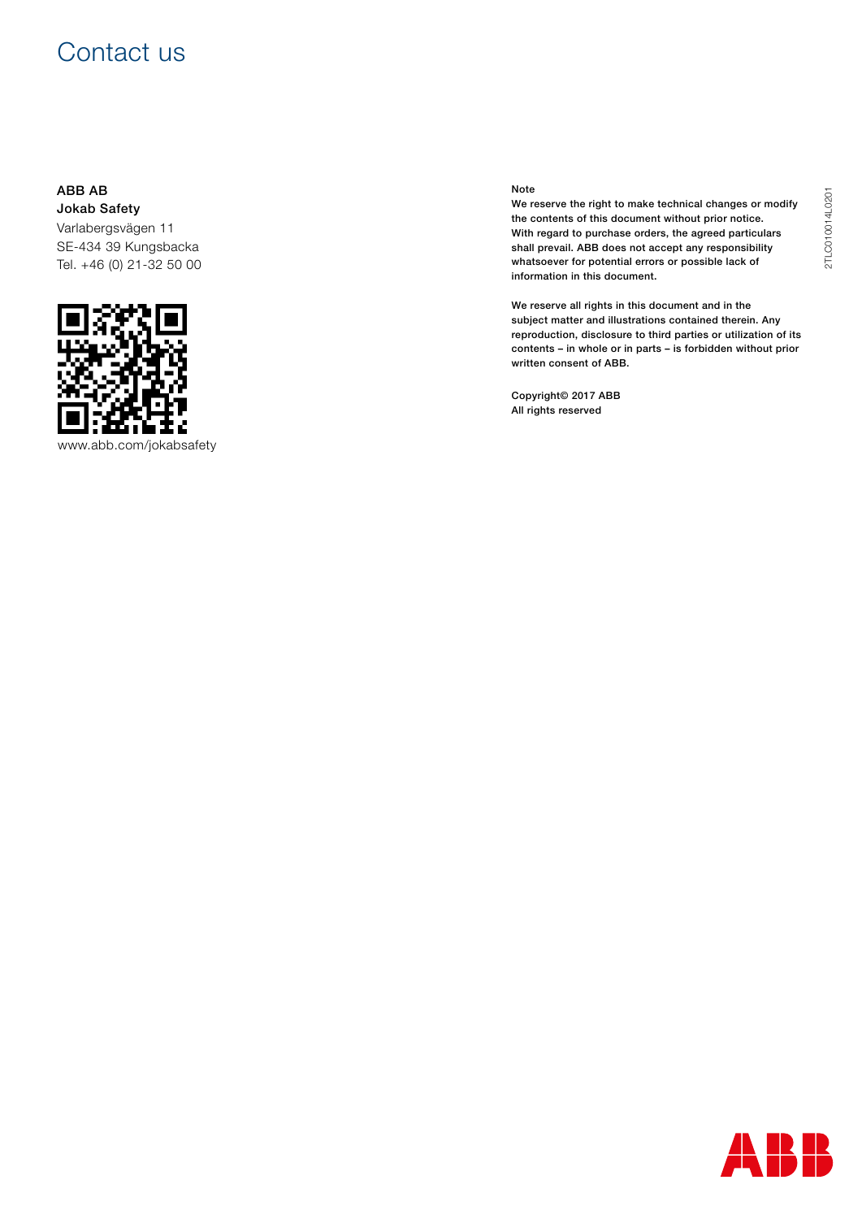# Contact us

**ABB AB**
**Jokab Safety**
Varlabergsvägen 11
SE-434 39 Kungsbacka
Tel. +46 (0) 21-32 50 00

www.abb.com/jokabsafety

**Note**
We reserve the right to make technical changes or modify the contents of this document without prior notice. With regard to purchase orders, the agreed particulars shall prevail. ABB does not accept any responsibility whatsoever for potential errors or possible lack of information in this document.

We reserve all rights in this document and in the subject matter and illustrations contained therein. Any reproduction, disclosure to third parties or utilization of its contents – in whole or in parts – is forbidden without prior written consent of ABB.

Copyright© 2017 ABB
All rights reserved

2TLC010014L0201